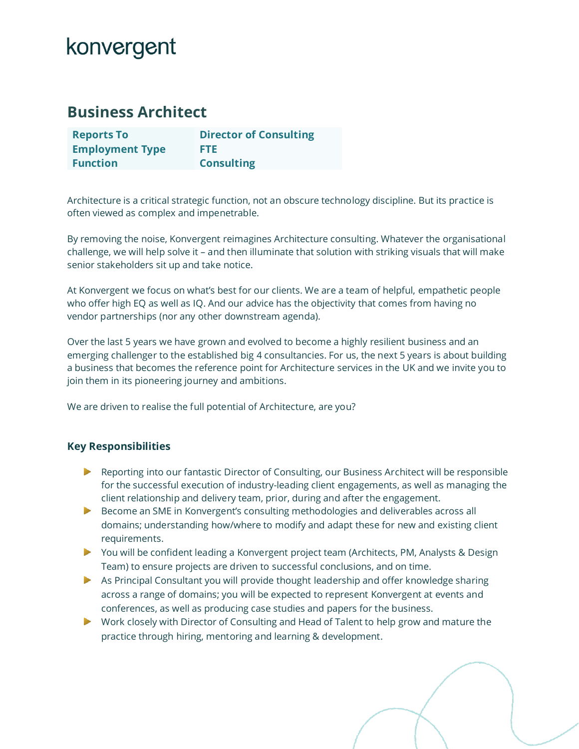konvergent

# Business Architect

| Reports To | Director of Consulting |
|---|---|
| Employment Type | FTE |
| Function | Consulting |

Architecture is a critical strategic function, not an obscure technology discipline. But its practice is often viewed as complex and impenetrable.

By removing the noise, Konvergent reimagines Architecture consulting. Whatever the organisational challenge, we will help solve it – and then illuminate that solution with striking visuals that will make senior stakeholders sit up and take notice.

At Konvergent we focus on what's best for our clients. We are a team of helpful, empathetic people who offer high EQ as well as IQ. And our advice has the objectivity that comes from having no vendor partnerships (nor any other downstream agenda).

Over the last 5 years we have grown and evolved to become a highly resilient business and an emerging challenger to the established big 4 consultancies. For us, the next 5 years is about building a business that becomes the reference point for Architecture services in the UK and we invite you to join them in its pioneering journey and ambitions.

We are driven to realise the full potential of Architecture, are you?

### Key Responsibilities

- Reporting into our fantastic Director of Consulting, our Business Architect will be responsible for the successful execution of industry-leading client engagements, as well as managing the client relationship and delivery team, prior, during and after the engagement.
- Become an SME in Konvergent's consulting methodologies and deliverables across all domains; understanding how/where to modify and adapt these for new and existing client requirements.
- You will be confident leading a Konvergent project team (Architects, PM, Analysts & Design Team) to ensure projects are driven to successful conclusions, and on time.
- As Principal Consultant you will provide thought leadership and offer knowledge sharing across a range of domains; you will be expected to represent Konvergent at events and conferences, as well as producing case studies and papers for the business.
- Work closely with Director of Consulting and Head of Talent to help grow and mature the practice through hiring, mentoring and learning & development.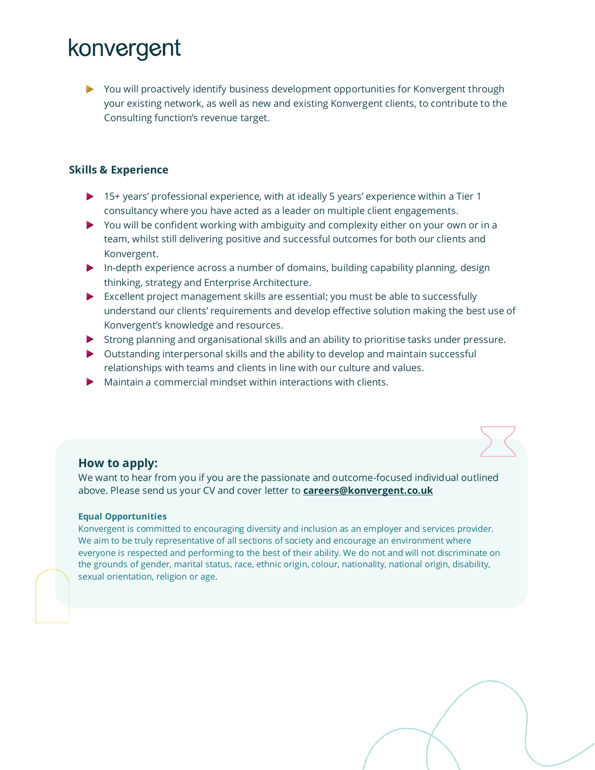- You will proactively identify business development opportunities for Konvergent through your existing network, as well as new and existing Konvergent clients, to contribute to the Consulting function's revenue target.

### Skills & Experience

- 15+ years' professional experience, with at ideally 5 years' experience within a Tier 1 consultancy where you have acted as a leader on multiple client engagements.
- You will be confident working with ambiguity and complexity either on your own or in a team, whilst still delivering positive and successful outcomes for both our clients and Konvergent.
- In-depth experience across a number of domains, building capability planning, design thinking, strategy and Enterprise Architecture.
- Excellent project management skills are essential; you must be able to successfully understand our clients' requirements and develop effective solution making the best use of Konvergent's knowledge and resources.
- Strong planning and organisational skills and an ability to prioritise tasks under pressure.
- Outstanding interpersonal skills and the ability to develop and maintain successful relationships with teams and clients in line with our culture and values.
- Maintain a commercial mindset within interactions with clients.

### How to apply:

We want to hear from you if you are the passionate and outcome-focused individual outlined above. Please send us your CV and cover letter to **careers@konvergent.co.uk**

**Equal Opportunities**

Konvergent is committed to encouraging diversity and inclusion as an employer and services provider. We aim to be truly representative of all sections of society and encourage an environment where everyone is respected and performing to the best of their ability. We do not and will not discriminate on the grounds of gender, marital status, race, ethnic origin, colour, nationality, national origin, disability, sexual orientation, religion or age.